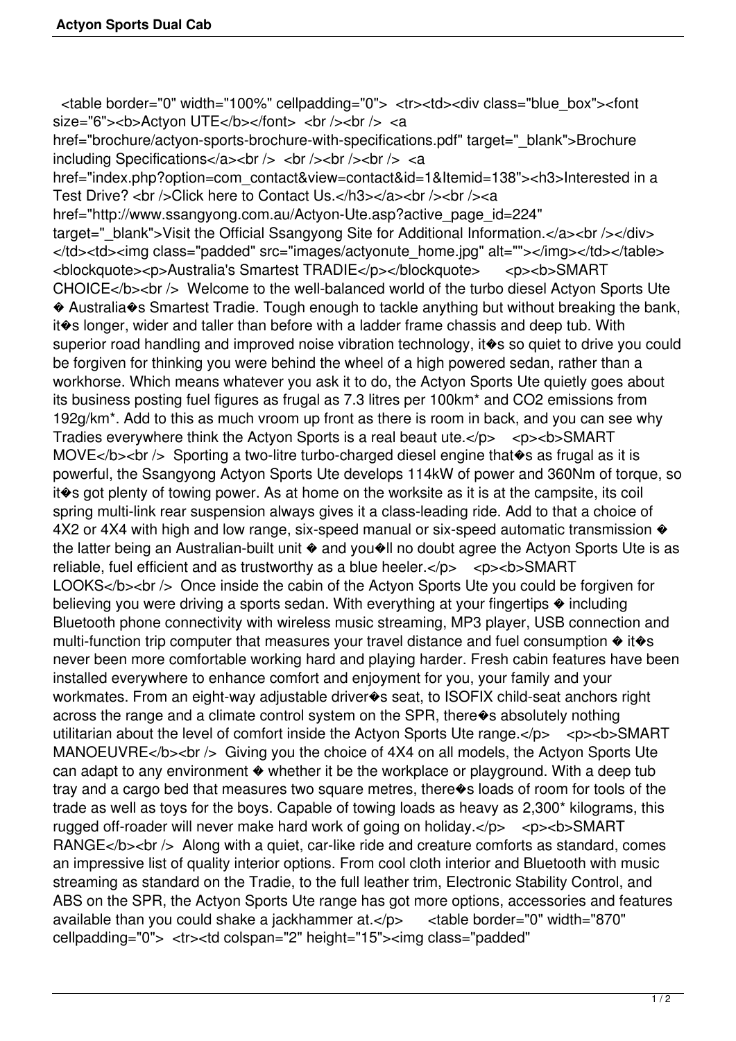<table border="0" width="100%" cellpadding="0"> <tr><td><div class="blue_box"><font size="6"><b>Actyon UTE</b></font> <br /><br /> <a href="brochure/actyon-sports-brochure-with-specifications.pdf" target="_blank">Brochure including Specifications</a><br /> <br /><br /><br /> <a href="index.php?option=com_contact&view=contact&id=1&Itemid=138"><h3>Interested in a Test Drive? <br />Click here to Contact Us.</h3></a><br /><br /><a href="http://www.ssangyong.com.au/Actyon-Ute.asp?active_page_id=224" target="_blank">Visit the Official Ssangyong Site for Additional Information.</a><br /></div></td><td><img class="padded" src="images/actyonute_home.jpg" alt=""></img></td></table> <blockquote><p>Australia's Smartest TRADIE</p></blockquote> <p><b>SMART CHOICE</b><br /> Welcome to the well-balanced world of the turbo diesel Actyon Sports Ute � Australia�s Smartest Tradie. Tough enough to tackle anything but without breaking the bank, it�s longer, wider and taller than before with a ladder frame chassis and deep tub. With superior road handling and improved noise vibration technology, it�s so quiet to drive you could be forgiven for thinking you were behind the wheel of a high powered sedan, rather than a workhorse. Which means whatever you ask it to do, the Actyon Sports Ute quietly goes about its business posting fuel figures as frugal as 7.3 litres per 100km* and CO2 emissions from 192g/km*. Add to this as much vroom up front as there is room in back, and you can see why Tradies everywhere think the Actyon Sports is a real beaut ute.</p> <p><b>SMART MOVE</b><br /> Sporting a two-litre turbo-charged diesel engine that�s as frugal as it is powerful, the Ssangyong Actyon Sports Ute develops 114kW of power and 360Nm of torque, so it�s got plenty of towing power. As at home on the worksite as it is at the campsite, its coil spring multi-link rear suspension always gives it a class-leading ride. Add to that a choice of 4X2 or 4X4 with high and low range, six-speed manual or six-speed automatic transmission � the latter being an Australian-built unit � and you�ll no doubt agree the Actyon Sports Ute is as reliable, fuel efficient and as trustworthy as a blue heeler.</p> <p><b>SMART LOOKS</b><br /> Once inside the cabin of the Actyon Sports Ute you could be forgiven for believing you were driving a sports sedan. With everything at your fingertips � including Bluetooth phone connectivity with wireless music streaming, MP3 player, USB connection and multi-function trip computer that measures your travel distance and fuel consumption � it�s never been more comfortable working hard and playing harder. Fresh cabin features have been installed everywhere to enhance comfort and enjoyment for you, your family and your workmates. From an eight-way adjustable driver�s seat, to ISOFIX child-seat anchors right across the range and a climate control system on the SPR, there�s absolutely nothing utilitarian about the level of comfort inside the Actyon Sports Ute range.</p> <p><b>SMART MANOEUVRE</b><br /> Giving you the choice of 4X4 on all models, the Actyon Sports Ute can adapt to any environment � whether it be the workplace or playground. With a deep tub tray and a cargo bed that measures two square metres, there�s loads of room for tools of the trade as well as toys for the boys. Capable of towing loads as heavy as 2,300* kilograms, this rugged off-roader will never make hard work of going on holiday.</p> <p><b>SMART RANGE</b><br /> Along with a quiet, car-like ride and creature comforts as standard, comes an impressive list of quality interior options. From cool cloth interior and Bluetooth with music streaming as standard on the Tradie, to the full leather trim, Electronic Stability Control, and ABS on the SPR, the Actyon Sports Ute range has got more options, accessories and features available than you could shake a jackhammer at.</p> <table border="0" width="870" cellpadding="0"> <tr><td colspan="2" height="15"><img class="padded"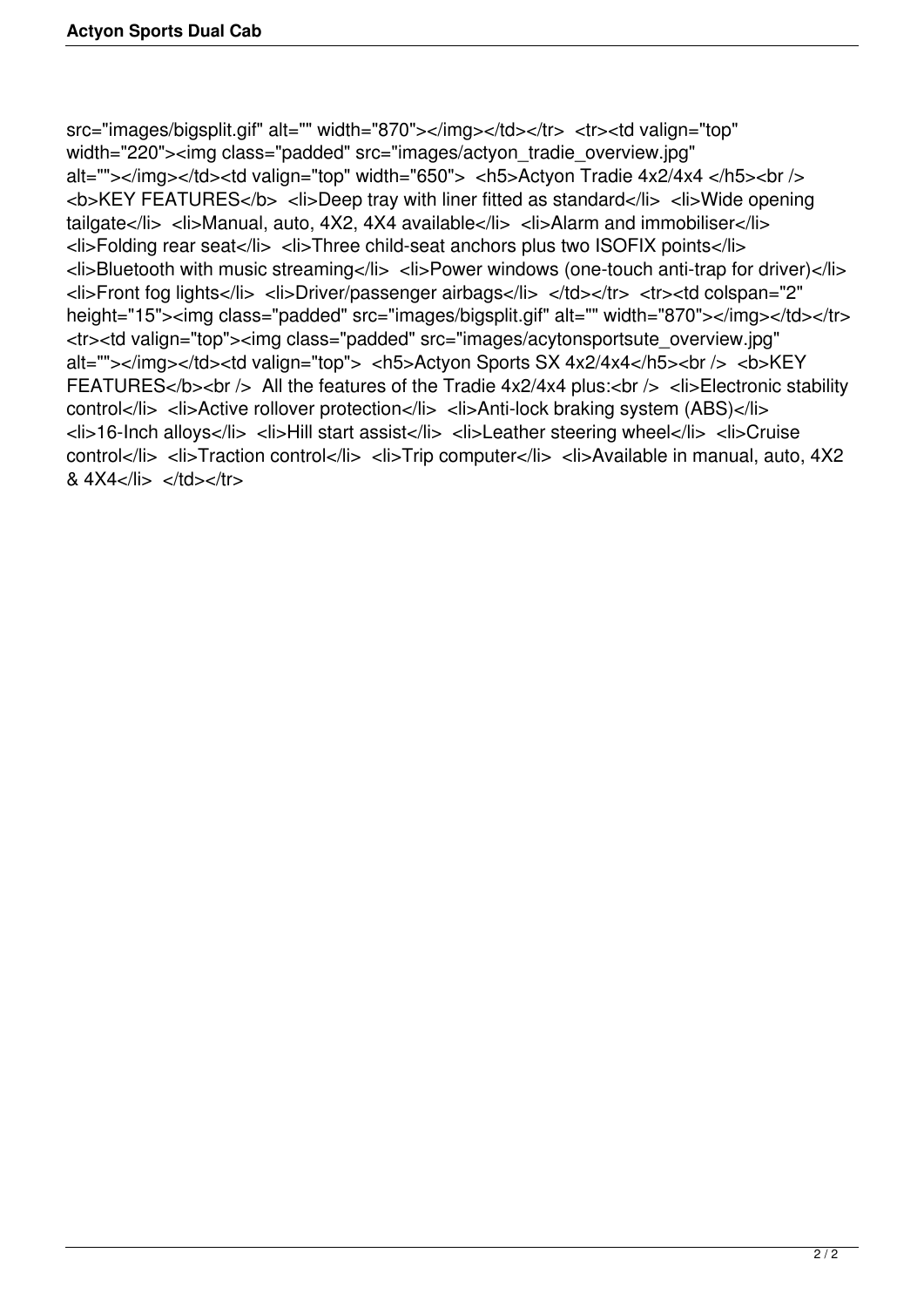src="images/bigsplit.gif" alt="" width="870"></img></td></tr> <tr><td valign="top" width="220"><img class="padded" src="images/actyon_tradie_overview.jpg" alt=""></img></td><td valign="top" width="650"> <h5>Actyon Tradie 4x2/4x4 </h5><br /> <b>KEY FEATURES</b> <li>Deep tray with liner fitted as standard</li> <li>Wide opening tailgate</li> <li>Manual, auto, 4X2, 4X4 available</li> <li>Alarm and immobiliser</li> <li>Folding rear seat</li> <li>Three child-seat anchors plus two ISOFIX points</li> <li>Bluetooth with music streaming</li> <li>Power windows (one-touch anti-trap for driver)</li> <li>Front fog lights</li> <li>Driver/passenger airbags</li> </td></tr> <tr><td colspan="2" height="15"><img class="padded" src="images/bigsplit.gif" alt="" width="870"></img></td></tr> <tr><td valign="top"><img class="padded" src="images/acytonsportsute_overview.jpg" alt=""></img></td><td valign="top"> <h5>Actyon Sports SX 4x2/4x4</h5><br /> <b>KEY FEATURES</b><br /> All the features of the Tradie 4x2/4x4 plus:<br /> <li>Electronic stability control</li> <li>Active rollover protection</li> <li>Anti-lock braking system (ABS)</li> <li>16-Inch alloys</li> <li>Hill start assist</li> <li>Leather steering wheel</li> <li>Cruise control</li> <li>Traction control</li> <li>Trip computer</li> <li>Available in manual, auto, 4X2 & 4X4</li> </td></tr>